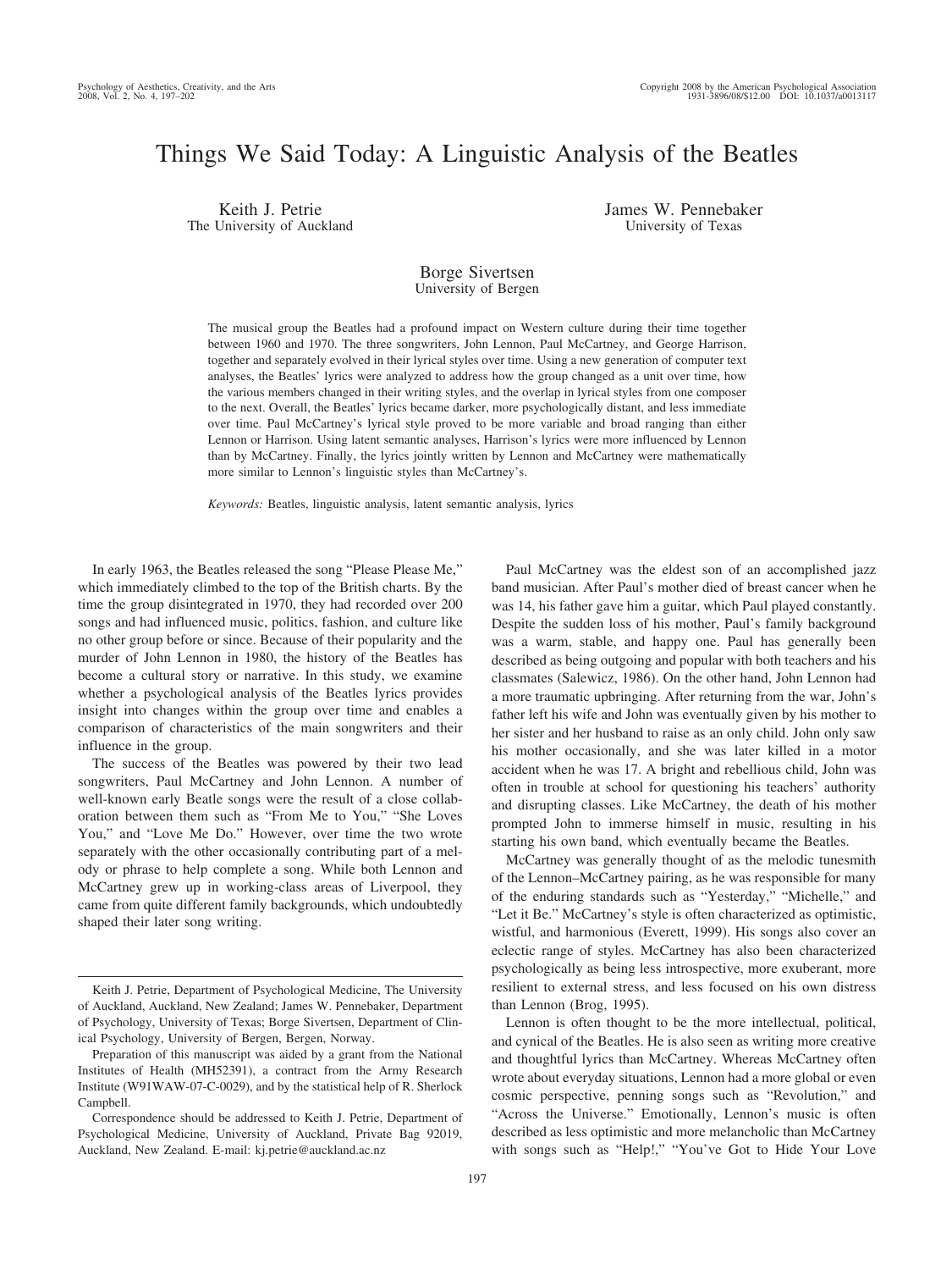# Things We Said Today: A Linguistic Analysis of the Beatles

Keith J. Petrie
The University of Auckland

James W. Pennebaker
University of Texas

Borge Sivertsen
University of Bergen

The musical group the Beatles had a profound impact on Western culture during their time together between 1960 and 1970. The three songwriters, John Lennon, Paul McCartney, and George Harrison, together and separately evolved in their lyrical styles over time. Using a new generation of computer text analyses, the Beatles' lyrics were analyzed to address how the group changed as a unit over time, how the various members changed in their writing styles, and the overlap in lyrical styles from one composer to the next. Overall, the Beatles' lyrics became darker, more psychologically distant, and less immediate over time. Paul McCartney's lyrical style proved to be more variable and broad ranging than either Lennon or Harrison. Using latent semantic analyses, Harrison's lyrics were more influenced by Lennon than by McCartney. Finally, the lyrics jointly written by Lennon and McCartney were mathematically more similar to Lennon's linguistic styles than McCartney's.

*Keywords:* Beatles, linguistic analysis, latent semantic analysis, lyrics

In early 1963, the Beatles released the song "Please Please Me," which immediately climbed to the top of the British charts. By the time the group disintegrated in 1970, they had recorded over 200 songs and had influenced music, politics, fashion, and culture like no other group before or since. Because of their popularity and the murder of John Lennon in 1980, the history of the Beatles has become a cultural story or narrative. In this study, we examine whether a psychological analysis of the Beatles lyrics provides insight into changes within the group over time and enables a comparison of characteristics of the main songwriters and their influence in the group.

The success of the Beatles was powered by their two lead songwriters, Paul McCartney and John Lennon. A number of well-known early Beatle songs were the result of a close collaboration between them such as "From Me to You," "She Loves You," and "Love Me Do." However, over time the two wrote separately with the other occasionally contributing part of a melody or phrase to help complete a song. While both Lennon and McCartney grew up in working-class areas of Liverpool, they came from quite different family backgrounds, which undoubtedly shaped their later song writing.

Paul McCartney was the eldest son of an accomplished jazz band musician. After Paul's mother died of breast cancer when he was 14, his father gave him a guitar, which Paul played constantly. Despite the sudden loss of his mother, Paul's family background was a warm, stable, and happy one. Paul has generally been described as being outgoing and popular with both teachers and his classmates (Salewicz, 1986). On the other hand, John Lennon had a more traumatic upbringing. After returning from the war, John's father left his wife and John was eventually given by his mother to her sister and her husband to raise as an only child. John only saw his mother occasionally, and she was later killed in a motor accident when he was 17. A bright and rebellious child, John was often in trouble at school for questioning his teachers' authority and disrupting classes. Like McCartney, the death of his mother prompted John to immerse himself in music, resulting in his starting his own band, which eventually became the Beatles.

McCartney was generally thought of as the melodic tunesmith of the Lennon–McCartney pairing, as he was responsible for many of the enduring standards such as "Yesterday," "Michelle," and "Let it Be." McCartney's style is often characterized as optimistic, wistful, and harmonious (Everett, 1999). His songs also cover an eclectic range of styles. McCartney has also been characterized psychologically as being less introspective, more exuberant, more resilient to external stress, and less focused on his own distress than Lennon (Brog, 1995).

Lennon is often thought to be the more intellectual, political, and cynical of the Beatles. He is also seen as writing more creative and thoughtful lyrics than McCartney. Whereas McCartney often wrote about everyday situations, Lennon had a more global or even cosmic perspective, penning songs such as "Revolution," and "Across the Universe." Emotionally, Lennon's music is often described as less optimistic and more melancholic than McCartney with songs such as "Help!," "You've Got to Hide Your Love

Keith J. Petrie, Department of Psychological Medicine, The University of Auckland, Auckland, New Zealand; James W. Pennebaker, Department of Psychology, University of Texas; Borge Sivertsen, Department of Clinical Psychology, University of Bergen, Bergen, Norway.

Preparation of this manuscript was aided by a grant from the National Institutes of Health (MH52391), a contract from the Army Research Institute (W91WAW-07-C-0029), and by the statistical help of R. Sherlock Campbell.

Correspondence should be addressed to Keith J. Petrie, Department of Psychological Medicine, University of Auckland, Private Bag 92019, Auckland, New Zealand. E-mail: kj.petrie@auckland.ac.nz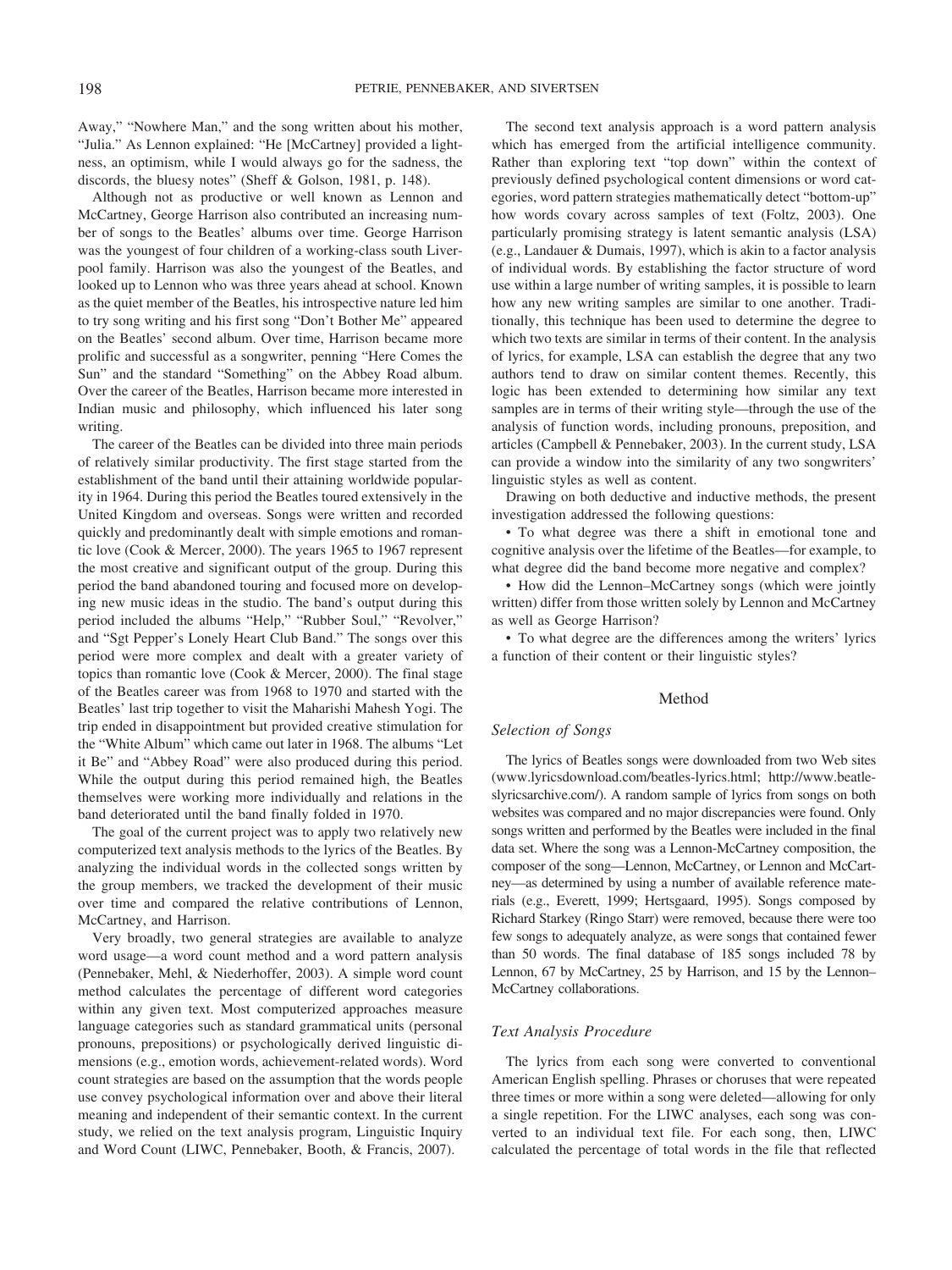Away," "Nowhere Man," and the song written about his mother, "Julia." As Lennon explained: "He [McCartney] provided a lightness, an optimism, while I would always go for the sadness, the discords, the bluesy notes" (Sheff & Golson, 1981, p. 148).

Although not as productive or well known as Lennon and McCartney, George Harrison also contributed an increasing number of songs to the Beatles' albums over time. George Harrison was the youngest of four children of a working-class south Liverpool family. Harrison was also the youngest of the Beatles, and looked up to Lennon who was three years ahead at school. Known as the quiet member of the Beatles, his introspective nature led him to try song writing and his first song "Don't Bother Me" appeared on the Beatles' second album. Over time, Harrison became more prolific and successful as a songwriter, penning "Here Comes the Sun" and the standard "Something" on the Abbey Road album. Over the career of the Beatles, Harrison became more interested in Indian music and philosophy, which influenced his later song writing.

The career of the Beatles can be divided into three main periods of relatively similar productivity. The first stage started from the establishment of the band until their attaining worldwide popularity in 1964. During this period the Beatles toured extensively in the United Kingdom and overseas. Songs were written and recorded quickly and predominantly dealt with simple emotions and romantic love (Cook & Mercer, 2000). The years 1965 to 1967 represent the most creative and significant output of the group. During this period the band abandoned touring and focused more on developing new music ideas in the studio. The band's output during this period included the albums "Help," "Rubber Soul," "Revolver," and "Sgt Pepper's Lonely Heart Club Band." The songs over this period were more complex and dealt with a greater variety of topics than romantic love (Cook & Mercer, 2000). The final stage of the Beatles career was from 1968 to 1970 and started with the Beatles' last trip together to visit the Maharishi Mahesh Yogi. The trip ended in disappointment but provided creative stimulation for the "White Album" which came out later in 1968. The albums "Let it Be" and "Abbey Road" were also produced during this period. While the output during this period remained high, the Beatles themselves were working more individually and relations in the band deteriorated until the band finally folded in 1970.

The goal of the current project was to apply two relatively new computerized text analysis methods to the lyrics of the Beatles. By analyzing the individual words in the collected songs written by the group members, we tracked the development of their music over time and compared the relative contributions of Lennon, McCartney, and Harrison.

Very broadly, two general strategies are available to analyze word usage—a word count method and a word pattern analysis (Pennebaker, Mehl, & Niederhoffer, 2003). A simple word count method calculates the percentage of different word categories within any given text. Most computerized approaches measure language categories such as standard grammatical units (personal pronouns, prepositions) or psychologically derived linguistic dimensions (e.g., emotion words, achievement-related words). Word count strategies are based on the assumption that the words people use convey psychological information over and above their literal meaning and independent of their semantic context. In the current study, we relied on the text analysis program, Linguistic Inquiry and Word Count (LIWC, Pennebaker, Booth, & Francis, 2007).

The second text analysis approach is a word pattern analysis which has emerged from the artificial intelligence community. Rather than exploring text "top down" within the context of previously defined psychological content dimensions or word categories, word pattern strategies mathematically detect "bottom-up" how words covary across samples of text (Foltz, 2003). One particularly promising strategy is latent semantic analysis (LSA) (e.g., Landauer & Dumais, 1997), which is akin to a factor analysis of individual words. By establishing the factor structure of word use within a large number of writing samples, it is possible to learn how any new writing samples are similar to one another. Traditionally, this technique has been used to determine the degree to which two texts are similar in terms of their content. In the analysis of lyrics, for example, LSA can establish the degree that any two authors tend to draw on similar content themes. Recently, this logic has been extended to determining how similar any text samples are in terms of their writing style—through the use of the analysis of function words, including pronouns, preposition, and articles (Campbell & Pennebaker, 2003). In the current study, LSA can provide a window into the similarity of any two songwriters' linguistic styles as well as content.

Drawing on both deductive and inductive methods, the present investigation addressed the following questions:

- To what degree was there a shift in emotional tone and cognitive analysis over the lifetime of the Beatles—for example, to what degree did the band become more negative and complex?
- How did the Lennon–McCartney songs (which were jointly written) differ from those written solely by Lennon and McCartney as well as George Harrison?
- To what degree are the differences among the writers' lyrics a function of their content or their linguistic styles?

## Method

### Selection of Songs

The lyrics of Beatles songs were downloaded from two Web sites (www.lyricsdownload.com/beatles-lyrics.html; http://www.beatleslyricsarchive.com/). A random sample of lyrics from songs on both websites was compared and no major discrepancies were found. Only songs written and performed by the Beatles were included in the final data set. Where the song was a Lennon-McCartney composition, the composer of the song—Lennon, McCartney, or Lennon and McCartney—as determined by using a number of available reference materials (e.g., Everett, 1999; Hertsgaard, 1995). Songs composed by Richard Starkey (Ringo Starr) were removed, because there were too few songs to adequately analyze, as were songs that contained fewer than 50 words. The final database of 185 songs included 78 by Lennon, 67 by McCartney, 25 by Harrison, and 15 by the Lennon–McCartney collaborations.

### Text Analysis Procedure

The lyrics from each song were converted to conventional American English spelling. Phrases or choruses that were repeated three times or more within a song were deleted—allowing for only a single repetition. For the LIWC analyses, each song was converted to an individual text file. For each song, then, LIWC calculated the percentage of total words in the file that reflected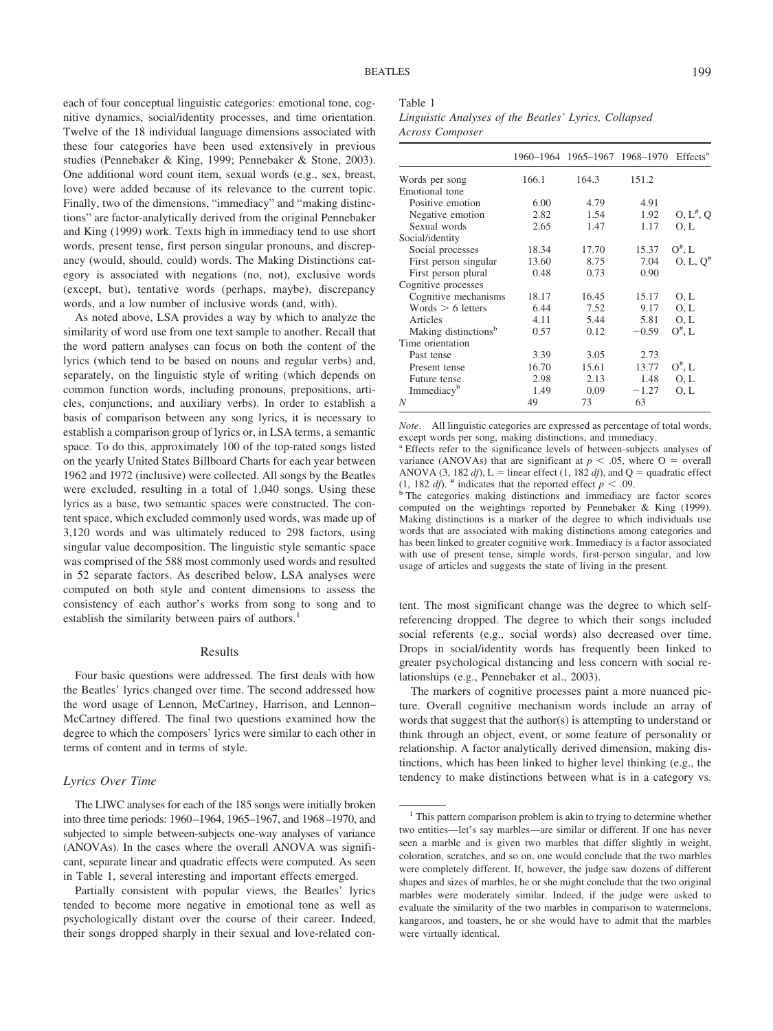each of four conceptual linguistic categories: emotional tone, cognitive dynamics, social/identity processes, and time orientation. Twelve of the 18 individual language dimensions associated with these four categories have been used extensively in previous studies (Pennebaker & King, 1999; Pennebaker & Stone, 2003). One additional word count item, sexual words (e.g., sex, breast, love) were added because of its relevance to the current topic. Finally, two of the dimensions, "immediacy" and "making distinctions" are factor-analytically derived from the original Pennebaker and King (1999) work. Texts high in immediacy tend to use short words, present tense, first person singular pronouns, and discrepancy (would, should, could) words. The Making Distinctions category is associated with negations (no, not), exclusive words (except, but), tentative words (perhaps, maybe), discrepancy words, and a low number of inclusive words (and, with).

As noted above, LSA provides a way by which to analyze the similarity of word use from one text sample to another. Recall that the word pattern analyses can focus on both the content of the lyrics (which tend to be based on nouns and regular verbs) and, separately, on the linguistic style of writing (which depends on common function words, including pronouns, prepositions, articles, conjunctions, and auxiliary verbs). In order to establish a basis of comparison between any song lyrics, it is necessary to establish a comparison group of lyrics or, in LSA terms, a semantic space. To do this, approximately 100 of the top-rated songs listed on the yearly United States Billboard Charts for each year between 1962 and 1972 (inclusive) were collected. All songs by the Beatles were excluded, resulting in a total of 1,040 songs. Using these lyrics as a base, two semantic spaces were constructed. The content space, which excluded commonly used words, was made up of 3,120 words and was ultimately reduced to 298 factors, using singular value decomposition. The linguistic style semantic space was comprised of the 588 most commonly used words and resulted in 52 separate factors. As described below, LSA analyses were computed on both style and content dimensions to assess the consistency of each author's works from song to song and to establish the similarity between pairs of authors.[1]

## Results

Four basic questions were addressed. The first deals with how the Beatles' lyrics changed over time. The second addressed how the word usage of Lennon, McCartney, Harrison, and Lennon–McCartney differed. The final two questions examined how the degree to which the composers' lyrics were similar to each other in terms of content and in terms of style.

### Lyrics Over Time

The LIWC analyses for each of the 185 songs were initially broken into three time periods: 1960–1964, 1965–1967, and 1968–1970, and subjected to simple between-subjects one-way analyses of variance (ANOVAs). In the cases where the overall ANOVA was significant, separate linear and quadratic effects were computed. As seen in Table 1, several interesting and important effects emerged.

Partially consistent with popular views, the Beatles' lyrics tended to become more negative in emotional tone as well as psychologically distant over the course of their career. Indeed, their songs dropped sharply in their sexual and love-related content. The most significant change was the degree to which self-referencing dropped. The degree to which their songs included social referents (e.g., social words) also decreased over time. Drops in social/identity words has frequently been linked to greater psychological distancing and less concern with social relationships (e.g., Pennebaker et al., 2003).

The markers of cognitive processes paint a more nuanced picture. Overall cognitive mechanism words include an array of words that suggest that the author(s) is attempting to understand or think through an object, event, or some feature of personality or relationship. A factor analytically derived dimension, making distinctions, which has been linked to higher level thinking (e.g., the tendency to make distinctions between what is in a category vs.

Table 1
*Linguistic Analyses of the Beatles' Lyrics, Collapsed Across Composer*

| | 1960–1964 | 1965–1967 | 1968–1970 | Effects[a] |
|---|---|---|---|---|
| Words per song | 166.1 | 164.3 | 151.2 | |
| Emotional tone | | | | |
| Positive emotion | 6.00 | 4.79 | 4.91 | |
| Negative emotion | 2.82 | 1.54 | 1.92 | O, L#, Q |
| Sexual words | 2.65 | 1.47 | 1.17 | O, L |
| Social/identity | | | | |
| Social processes | 18.34 | 17.70 | 15.37 | O#, L |
| First person singular | 13.60 | 8.75 | 7.04 | O, L, Q# |
| First person plural | 0.48 | 0.73 | 0.90 | |
| Cognitive processes | | | | |
| Cognitive mechanisms | 18.17 | 16.45 | 15.17 | O, L |
| Words > 6 letters | 6.44 | 7.52 | 9.17 | O, L |
| Articles | 4.11 | 5.44 | 5.81 | O, L |
| Making distinctions[b] | 0.57 | 0.12 | −0.59 | O#, L |
| Time orientation | | | | |
| Past tense | 3.39 | 3.05 | 2.73 | |
| Present tense | 16.70 | 15.61 | 13.77 | O#, L |
| Future tense | 2.98 | 2.13 | 1.48 | O, L |
| Immediacy[b] | 1.49 | 0.09 | −1.27 | O, L |
| *N* | 49 | 73 | 63 | |

*Note*. All linguistic categories are expressed as percentage of total words, except words per song, making distinctions, and immediacy.
[a] Effects refer to the significance levels of between-subjects analyses of variance (ANOVAs) that are significant at $p < .05$, where O = overall ANOVA (3, 182 *df*), L = linear effect (1, 182 *df*), and Q = quadratic effect (1, 182 *df*). # indicates that the reported effect $p < .09$.
[b] The categories making distinctions and immediacy are factor scores computed on the weightings reported by Pennebaker & King (1999). Making distinctions is a marker of the degree to which individuals use words that are associated with making distinctions among categories and has been linked to greater cognitive work. Immediacy is a factor associated with use of present tense, simple words, first-person singular, and low usage of articles and suggests the state of living in the present.

[1] This pattern comparison problem is akin to trying to determine whether two entities—let's say marbles—are similar or different. If one has never seen a marble and is given two marbles that differ slightly in weight, coloration, scratches, and so on, one would conclude that the two marbles were completely different. If, however, the judge saw dozens of different shapes and sizes of marbles, he or she might conclude that the two original marbles were moderately similar. Indeed, if the judge were asked to evaluate the similarity of the two marbles in comparison to watermelons, kangaroos, and toasters, he or she would have to admit that the marbles were virtually identical.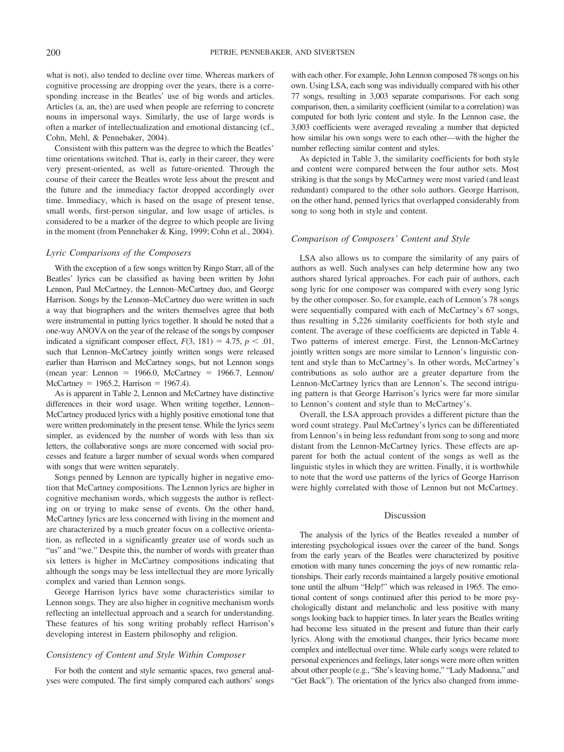what is not), also tended to decline over time. Whereas markers of cognitive processing are dropping over the years, there is a corresponding increase in the Beatles' use of big words and articles. Articles (a, an, the) are used when people are referring to concrete nouns in impersonal ways. Similarly, the use of large words is often a marker of intellectualization and emotional distancing (cf., Cohn, Mehl, & Pennebaker, 2004).

Consistent with this pattern was the degree to which the Beatles' time orientations switched. That is, early in their career, they were very present-oriented, as well as future-oriented. Through the course of their career the Beatles wrote less about the present and the future and the immediacy factor dropped accordingly over time. Immediacy, which is based on the usage of present tense, small words, first-person singular, and low usage of articles, is considered to be a marker of the degree to which people are living in the moment (from Pennebaker & King, 1999; Cohn et al., 2004).

### *Lyric Comparisons of the Composers*

With the exception of a few songs written by Ringo Starr, all of the Beatles' lyrics can be classified as having been written by John Lennon, Paul McCartney, the Lennon–McCartney duo, and George Harrison. Songs by the Lennon–McCartney duo were written in such a way that biographers and the writers themselves agree that both were instrumental in putting lyrics together. It should be noted that a one-way ANOVA on the year of the release of the songs by composer indicated a significant composer effect, $F(3, 181) = 4.75$, $p < .01$, such that Lennon–McCartney jointly written songs were released earlier than Harrison and McCartney songs, but not Lennon songs (mean year: Lennon = 1966.0, McCartney = 1966.7, Lennon/McCartney = 1965.2, Harrison = 1967.4).

As is apparent in Table 2, Lennon and McCartney have distinctive differences in their word usage. When writing together, Lennon–McCartney produced lyrics with a highly positive emotional tone that were written predominately in the present tense. While the lyrics seem simpler, as evidenced by the number of words with less than six letters, the collaborative songs are more concerned with social processes and feature a larger number of sexual words when compared with songs that were written separately.

Songs penned by Lennon are typically higher in negative emotion that McCartney compositions. The Lennon lyrics are higher in cognitive mechanism words, which suggests the author is reflecting on or trying to make sense of events. On the other hand, McCartney lyrics are less concerned with living in the moment and are characterized by a much greater focus on a collective orientation, as reflected in a significantly greater use of words such as "us" and "we." Despite this, the number of words with greater than six letters is higher in McCartney compositions indicating that although the songs may be less intellectual they are more lyrically complex and varied than Lennon songs.

George Harrison lyrics have some characteristics similar to Lennon songs. They are also higher in cognitive mechanism words reflecting an intellectual approach and a search for understanding. These features of his song writing probably reflect Harrison's developing interest in Eastern philosophy and religion.

### *Consistency of Content and Style Within Composer*

For both the content and style semantic spaces, two general analyses were computed. The first simply compared each authors' songs with each other. For example, John Lennon composed 78 songs on his own. Using LSA, each song was individually compared with his other 77 songs, resulting in 3,003 separate comparisons. For each song comparison, then, a similarity coefficient (similar to a correlation) was computed for both lyric content and style. In the Lennon case, the 3,003 coefficients were averaged revealing a number that depicted how similar his own songs were to each other—with the higher the number reflecting similar content and styles.

As depicted in Table 3, the similarity coefficients for both style and content were compared between the four author sets. Most striking is that the songs by McCartney were most varied (and least redundant) compared to the other solo authors. George Harrison, on the other hand, penned lyrics that overlapped considerably from song to song both in style and content.

### *Comparison of Composers' Content and Style*

LSA also allows us to compare the similarity of any pairs of authors as well. Such analyses can help determine how any two authors shared lyrical approaches. For each pair of authors, each song lyric for one composer was compared with every song lyric by the other composer. So, for example, each of Lennon's 78 songs were sequentially compared with each of McCartney's 67 songs, thus resulting in 5,226 similarity coefficients for both style and content. The average of these coefficients are depicted in Table 4. Two patterns of interest emerge. First, the Lennon-McCartney jointly written songs are more similar to Lennon's linguistic content and style than to McCartney's. In other words, McCartney's contributions as solo author are a greater departure from the Lennon-McCartney lyrics than are Lennon's. The second intriguing pattern is that George Harrison's lyrics were far more similar to Lennon's content and style than to McCartney's.

Overall, the LSA approach provides a different picture than the word count strategy. Paul McCartney's lyrics can be differentiated from Lennon's in being less redundant from song to song and more distant from the Lennon-McCartney lyrics. These effects are apparent for both the actual content of the songs as well as the linguistic styles in which they are written. Finally, it is worthwhile to note that the word use patterns of the lyrics of George Harrison were highly correlated with those of Lennon but not McCartney.

## Discussion

The analysis of the lyrics of the Beatles revealed a number of interesting psychological issues over the career of the band. Songs from the early years of the Beatles were characterized by positive emotion with many tunes concerning the joys of new romantic relationships. Their early records maintained a largely positive emotional tone until the album "Help!" which was released in 1965. The emotional content of songs continued after this period to be more psychologically distant and melancholic and less positive with many songs looking back to happier times. In later years the Beatles writing had become less situated in the present and future than their early lyrics. Along with the emotional changes, their lyrics became more complex and intellectual over time. While early songs were related to personal experiences and feelings, later songs were more often written about other people (e.g., "She's leaving home," "Lady Madonna," and "Get Back"). The orientation of the lyrics also changed from imme-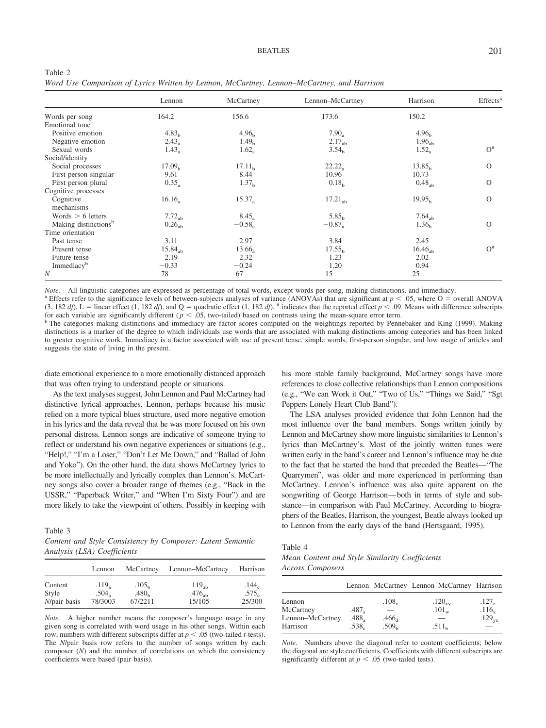Table 2
*Word Use Comparison of Lyrics Written by Lennon, McCartney, Lennon–McCartney, and Harrison*

| | Lennon | McCartney | Lennon–McCartney | Harrison | Effects[a] |
|---|---|---|---|---|---|
| Words per song | 164.2 | 156.6 | 173.6 | 150.2 | |
| Emotional tone | | | | | |
| Positive emotion | $4.83_b$ | $4.96_b$ | $7.90_a$ | $4.96_b$ | |
| Negative emotion | $2.43_a$ | $1.49_b$ | $2.17_{ab}$ | $1.96_{ab}$ | |
| Sexual words | $1.43_a$ | $1.62_a$ | $3.54_b$ | $1.52_a$ | O[#] |
| Social/identity | | | | | |
| Social processes | $17.09_b$ | $17.11_b$ | $22.22_a$ | $13.85_b$ | O |
| First person singular | 9.61 | 8.44 | 10.96 | 10.73 | |
| First person plural | $0.35_a$ | $1.37_b$ | $0.18_b$ | $0.48_{ab}$ | O |
| Cognitive processes | | | | | |
| Cognitive mechanisms | $16.16_a$ | $15.37_a$ | $17.21_{ab}$ | $19.95_b$ | O |
| Words > 6 letters | $7.72_{ab}$ | $8.45_a$ | $5.85_b$ | $7.64_{ab}$ | |
| Making distinctions[b] | $0.26_{ab}$ | $-0.58_a$ | $-0.87_a$ | $1.36_b$ | O |
| Time orientation | | | | | |
| Past tense | 3.11 | 2.97 | 3.84 | 2.45 | |
| Present tense | $15.84_{ab}$ | $13.66_a$ | $17.55_b$ | $16.46_{ab}$ | O[#] |
| Future tense | 2.19 | 2.32 | 1.23 | 2.02 | |
| Immediacy[b] | −0.33 | −0.24 | 1.20 | 0.94 | |
| *N* | 78 | 67 | 15 | 25 | |

*Note.* All linguistic categories are expressed as percentage of total words, except words per song, making distinctions, and immediacy.
[a] Effects refer to the significance levels of between-subjects analyses of variance (ANOVAs) that are significant at $p < .05$, where O = overall ANOVA (3, 182 *df*), L = linear effect (1, 182 *df*), and Q = quadratic effect (1, 182 *df*). [#] indicates that the reported effect $p < .09$. Means with difference subscripts for each variable are significantly different ($p < .05$, two-tailed) based on contrasts using the mean-square error term.
[b] The categories making distinctions and immediacy are factor scores computed on the weightings reported by Pennebaker and King (1999). Making distinctions is a marker of the degree to which individuals use words that are associated with making distinctions among categories and has been linked to greater cognitive work. Immediacy is a factor associated with use of present tense, simple words, first-person singular, and low usage of articles and suggests the state of living in the present.

diate emotional experience to a more emotionally distanced approach that was often trying to understand people or situations.

As the text analyses suggest, John Lennon and Paul McCartney had distinctive lyrical approaches. Lennon, perhaps because his music relied on a more typical blues structure, used more negative emotion in his lyrics and the data reveal that he was more focused on his own personal distress. Lennon songs are indicative of someone trying to reflect or understand his own negative experiences or situations (e.g., "Help!," "I'm a Loser," "Don't Let Me Down," and "Ballad of John and Yoko"). On the other hand, the data shows McCartney lyrics to be more intellectually and lyrically complex than Lennon's. McCartney songs also cover a broader range of themes (e.g., "Back in the USSR," "Paperback Writer," and "When I'm Sixty Four") and are more likely to take the viewpoint of others. Possibly in keeping with his more stable family background, McCartney songs have more references to close collective relationships than Lennon compositions (e.g., "We can Work it Out," "Two of Us," "Things we Said," "Sgt Peppers Lonely Heart Club Band").

The LSA analyses provided evidence that John Lennon had the most influence over the band members. Songs written jointly by Lennon and McCartney show more linguistic similarities to Lennon's lyrics than McCartney's. Most of the jointly written tunes were written early in the band's career and Lennon's influence may be due to the fact that he started the band that preceded the Beatles—"The Quarrymen", was older and more experienced in performing than McCartney. Lennon's influence was also quite apparent on the songwriting of George Harrison—both in terms of style and substance—in comparison with Paul McCartney. According to biographers of the Beatles, Harrison, the youngest, Beatle always looked up to Lennon from the early days of the band (Hertsgaard, 1995).

Table 3
*Content and Style Consistency by Composer: Latent Semantic Analysis (LSA) Coefficients*

| | Lennon | McCartney | Lennon–McCartney | Harrison |
|---|---|---|---|---|
| Content | $.119_a$ | $.105_b$ | $.119_{ab}$ | $.144_c$ |
| Style | $.504_a$ | $.480_b$ | $.476_{ab}$ | $.575_c$ |
| *N*/pair basis | 78/3003 | 67/2211 | 15/105 | 25/300 |

*Note.* A higher number means the composer's language usage in any given song is correlated with word usage in his other songs. Within each row, numbers with different subscripts differ at $p < .05$ (two-tailed *t*-tests). The *N*/pair basis row refers to the number of songs written by each composer (*N*) and the number of correlations on which the consistency coefficients were based (pair basis).

Table 4
*Mean Content and Style Similarity Coefficients Across Composers*

| | Lennon | McCartney | Lennon–McCartney | Harrison |
|---|---|---|---|---|
| Lennon | — | $.108_v$ | $.120_{xy}$ | $.127_z$ |
| McCartney | $.487_a$ | — | $.101_w$ | $.116_x$ |
| Lennon–McCartney | $.488_a$ | $.466_d$ | — | $.129_{yz}$ |
| Harrison | $.538_c$ | $.509_b$ | $.511_b$ | — |

*Note.* Numbers above the diagonal refer to content coefficients; below the diagonal are style coefficients. Coefficients with different subscripts are significantly different at $p < .05$ (two-tailed tests).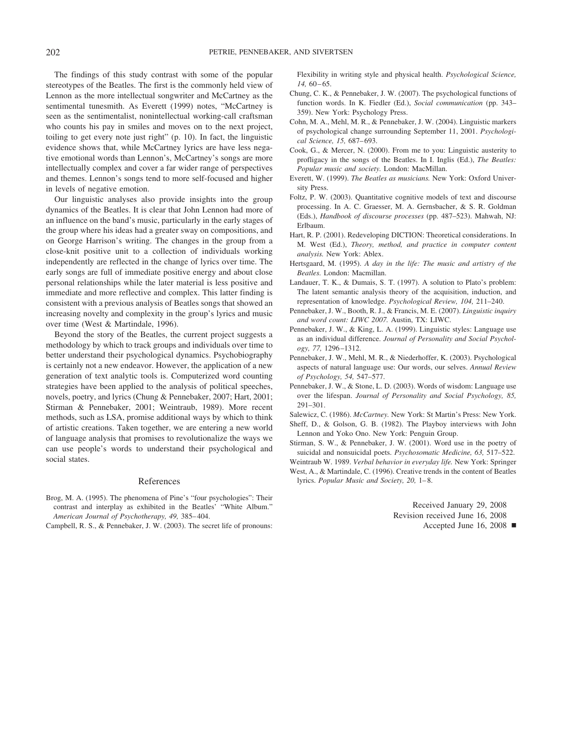The findings of this study contrast with some of the popular stereotypes of the Beatles. The first is the commonly held view of Lennon as the more intellectual songwriter and McCartney as the sentimental tunesmith. As Everett (1999) notes, "McCartney is seen as the sentimentalist, nonintellectual working-call craftsman who counts his pay in smiles and moves on to the next project, toiling to get every note just right" (p. 10). In fact, the linguistic evidence shows that, while McCartney lyrics are have less negative emotional words than Lennon's, McCartney's songs are more intellectually complex and cover a far wider range of perspectives and themes. Lennon's songs tend to more self-focused and higher in levels of negative emotion.

Our linguistic analyses also provide insights into the group dynamics of the Beatles. It is clear that John Lennon had more of an influence on the band's music, particularly in the early stages of the group where his ideas had a greater sway on compositions, and on George Harrison's writing. The changes in the group from a close-knit positive unit to a collection of individuals working independently are reflected in the change of lyrics over time. The early songs are full of immediate positive energy and about close personal relationships while the later material is less positive and immediate and more reflective and complex. This latter finding is consistent with a previous analysis of Beatles songs that showed an increasing novelty and complexity in the group's lyrics and music over time (West & Martindale, 1996).

Beyond the story of the Beatles, the current project suggests a methodology by which to track groups and individuals over time to better understand their psychological dynamics. Psychobiography is certainly not a new endeavor. However, the application of a new generation of text analytic tools is. Computerized word counting strategies have been applied to the analysis of political speeches, novels, poetry, and lyrics (Chung & Pennebaker, 2007; Hart, 2001; Stirman & Pennebaker, 2001; Weintraub, 1989). More recent methods, such as LSA, promise additional ways by which to think of artistic creations. Taken together, we are entering a new world of language analysis that promises to revolutionalize the ways we can use people's words to understand their psychological and social states.

## References

Brog, M. A. (1995). The phenomena of Pine's "four psychologies": Their contrast and interplay as exhibited in the Beatles' "White Album." *American Journal of Psychotherapy, 49,* 385–404.

Campbell, R. S., & Pennebaker, J. W. (2003). The secret life of pronouns: Flexibility in writing style and physical health. *Psychological Science, 14,* 60–65.

Chung, C. K., & Pennebaker, J. W. (2007). The psychological functions of function words. In K. Fiedler (Ed.), *Social communication* (pp. 343–359). New York: Psychology Press.

Cohn, M. A., Mehl, M. R., & Pennebaker, J. W. (2004). Linguistic markers of psychological change surrounding September 11, 2001. *Psychological Science, 15,* 687–693.

Cook, G., & Mercer, N. (2000). From me to you: Linguistic austerity to profligacy in the songs of the Beatles. In I. Inglis (Ed.), *The Beatles: Popular music and society.* London: MacMillan.

Everett, W. (1999). *The Beatles as musicians.* New York: Oxford University Press.

Foltz, P. W. (2003). Quantitative cognitive models of text and discourse processing. In A. C. Graesser, M. A. Gernsbacher, & S. R. Goldman (Eds.), *Handbook of discourse processes* (pp. 487–523). Mahwah, NJ: Erlbaum.

Hart, R. P. (2001). Redeveloping DICTION: Theoretical considerations. In M. West (Ed.), *Theory, method, and practice in computer content analysis.* New York: Ablex.

Hertsgaard, M. (1995). *A day in the life: The music and artistry of the Beatles.* London: Macmillan.

Landauer, T. K., & Dumais, S. T. (1997). A solution to Plato's problem: The latent semantic analysis theory of the acquisition, induction, and representation of knowledge. *Psychological Review, 104,* 211–240.

Pennebaker, J. W., Booth, R. J., & Francis, M. E. (2007). *Linguistic inquiry and word count: LIWC 2007.* Austin, TX: LIWC.

Pennebaker, J. W., & King, L. A. (1999). Linguistic styles: Language use as an individual difference. *Journal of Personality and Social Psychology, 77,* 1296–1312.

Pennebaker, J. W., Mehl, M. R., & Niederhoffer, K. (2003). Psychological aspects of natural language use: Our words, our selves. *Annual Review of Psychology, 54,* 547–577.

Pennebaker, J. W., & Stone, L. D. (2003). Words of wisdom: Language use over the lifespan. *Journal of Personality and Social Psychology, 85,* 291–301.

Salewicz, C. (1986). *McCartney.* New York: St Martin's Press: New York.

Sheff, D., & Golson, G. B. (1982). The Playboy interviews with John Lennon and Yoko Ono. New York: Penguin Group.

Stirman, S. W., & Pennebaker, J. W. (2001). Word use in the poetry of suicidal and nonsuicidal poets. *Psychosomatic Medicine, 63,* 517–522.

Weintraub W. 1989. *Verbal behavior in everyday life.* New York: Springer

West, A., & Martindale, C. (1996). Creative trends in the content of Beatles lyrics. *Popular Music and Society, 20,* 1–8.

Received January 29, 2008
Revision received June 16, 2008
Accepted June 16, 2008 ■